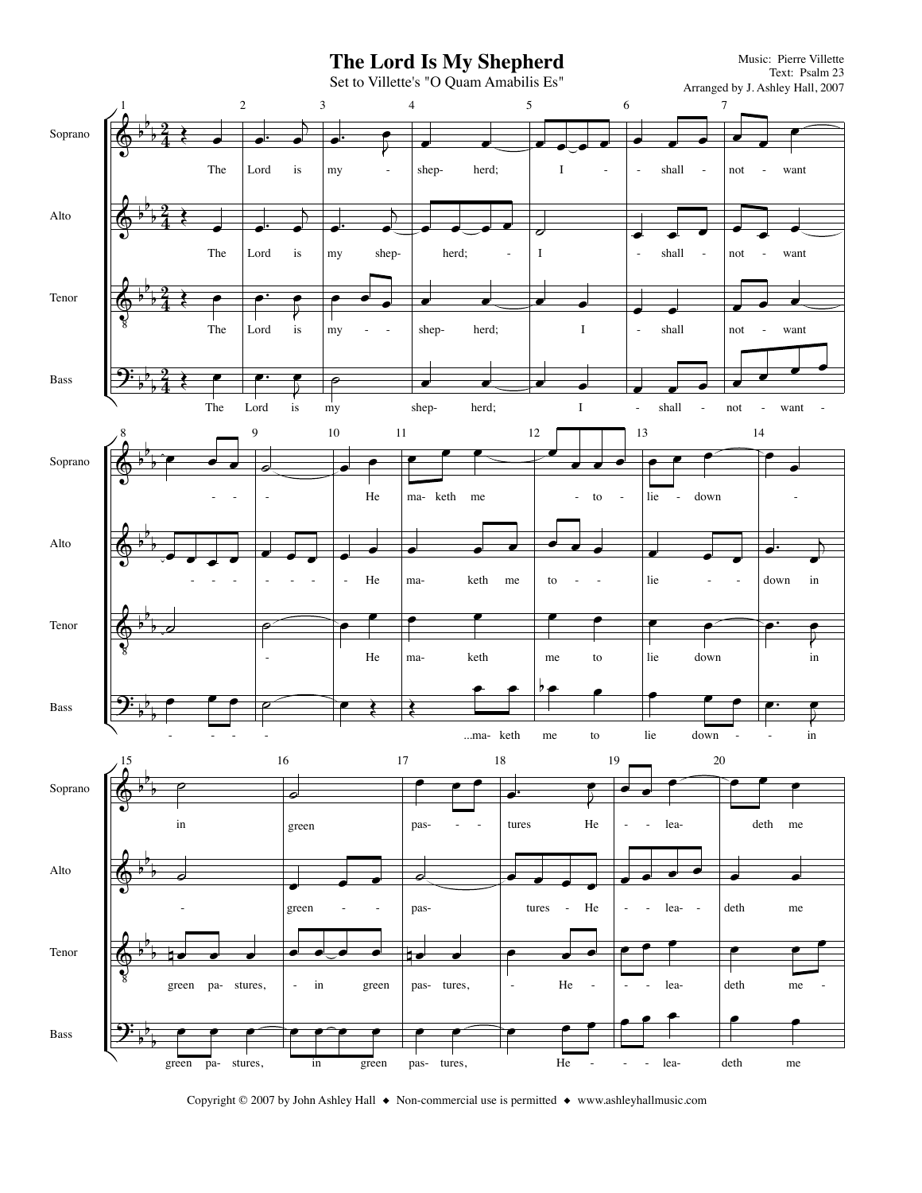# The Lord Is My Shepherd

Set to Villette's "O Quam Amabilis Es"

Music: Pierre Villette
Text: Psalm 23
Arranged by J. Ashley Hall, 2007

Copyright © 2007 by John Ashley Hall ◆ Non-commercial use is permitted ◆ www.ashleyhallmusic.com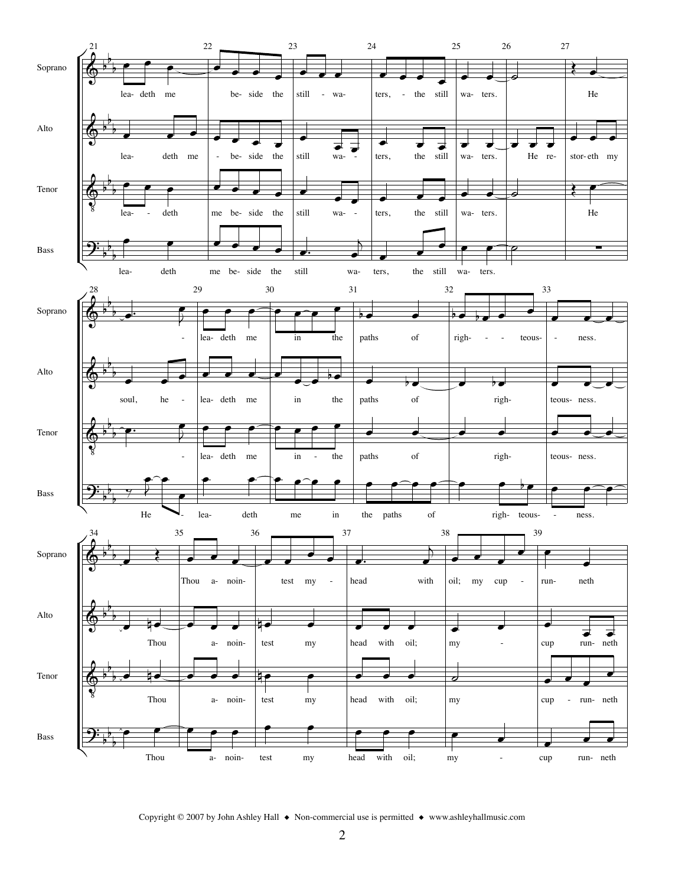**Soprano:** leadeth me beside the still waters, the still waters. He leadeth me in the paths of righteousness. Thou anointest my head with oil; my cup runneth

**Alto:** leadeth me beside the still waters, the still waters. He restoreth my soul, he leadeth me in the paths of righteousness. Thou anointest my head with oil; my cup runneth

**Tenor:** leadeth me beside the still waters, the still waters. He leadeth me in the paths of righteousness. Thou anointest my head with oil; my cup runneth

**Bass:** leadeth me beside the still waters, the still waters. He leadeth me in the paths of righteousness. Thou anointest my head with oil; my cup runneth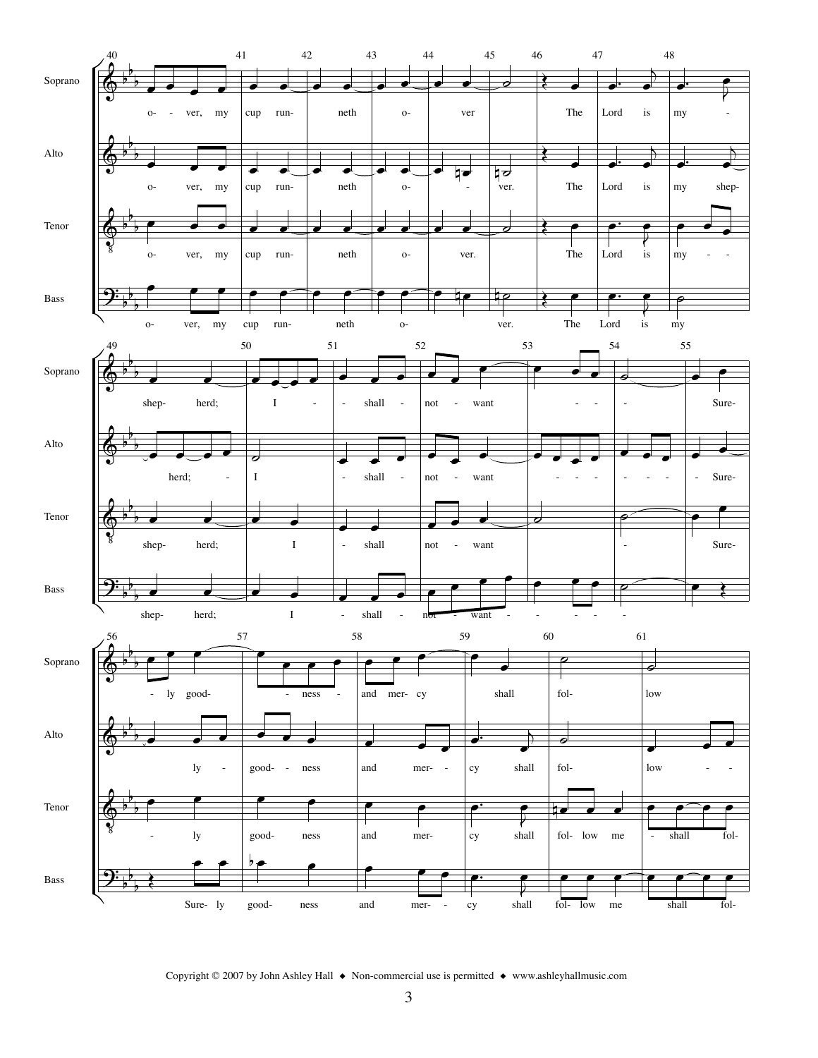Copyright © 2007 by John Ashley Hall ◆ Non-commercial use is permitted ◆ www.ashleyhallmusic.com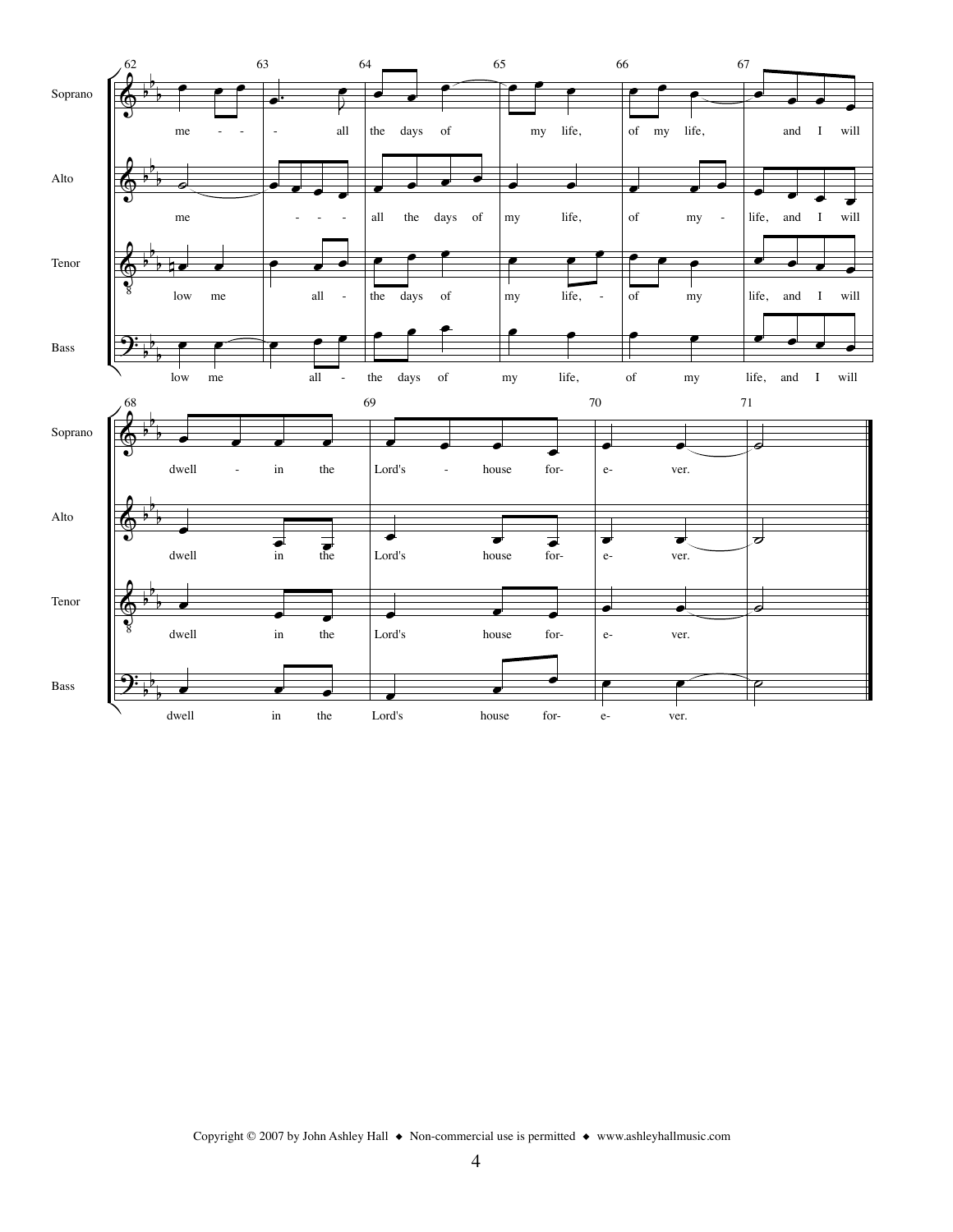Soprano

me - - - all the days of my life, of my life, and I will dwell - in the Lord's - house for- e- ver.

Alto

me - - - all the days of my life, of my - life, and I will dwell in the Lord's house for- e- ver.

Tenor

low me all - the days of my life, - of my life, and I will dwell in the Lord's house for- e- ver.

Bass

low me all - the days of my life, of my life, and I will dwell in the Lord's house for- e- ver.